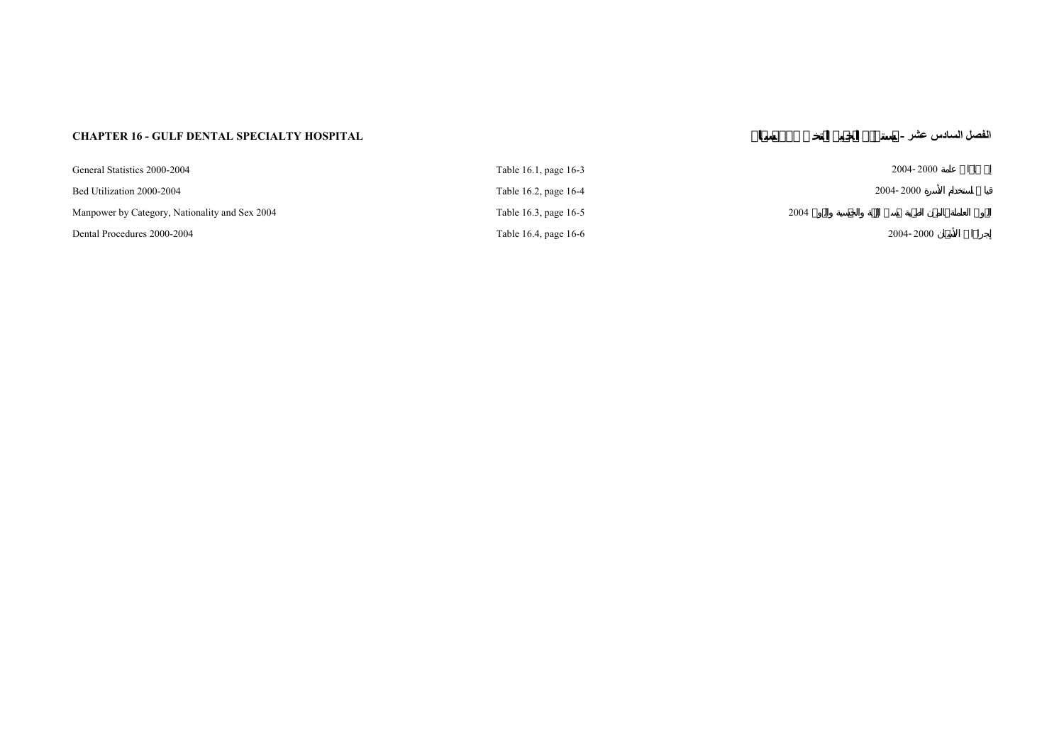**CHAPTER 16 - GULF DENTAL SPECIALTY HOSPITAL** | **الفصل السادس عشر - مستشفى الخليج التخصصي للأسنان**

| | | |
|---|---|---|
| General Statistics 2000-2004 | Table 16.1, page 16-3 | إحصاءات عامة 2000 -2004 |
| Bed Utilization 2000-2004 | Table 16.2, page 16-4 | قياس استخدام الأسرة 2000 -2004 |
| Manpower by Category, Nationality and Sex 2004 | Table 16.3, page 16-5 | القوى العاملة بالمهن الطبية حسب الفئة والجنسية والنوع 2004 |
| Dental Procedures 2000-2004 | Table 16.4, page 16-6 | إجراءات الأسنان 2000 -2004 |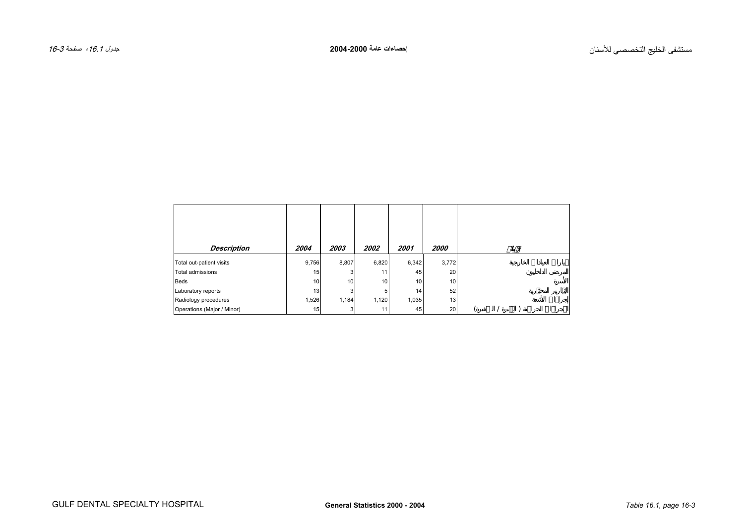# مستشفى الخليج التخصصي للأسنان

## إحصاءات عامة 2000-2004

جدول 16.1، صفحة 16-3

| Description | 2004 | 2003 | 2002 | 2001 | 2000 | البيان |
|---|---|---|---|---|---|---|
| Total out-patient visits | 9,756 | 8,807 | 6,820 | 6,342 | 3,772 | زيارات العيادات الخارجية |
| Total admissions | 15 | 3 | 11 | 45 | 20 | المرضى الداخليين |
| Beds | 10 | 10 | 10 | 10 | 10 | الأسرة |
| Laboratory reports | 13 | 3 | 5 | 14 | 52 | التقارير المختبرية |
| Radiology procedures | 1,526 | 1,184 | 1,120 | 1,035 | 13 | إجراءات الأشعة |
| Operations (Major / Minor) | 15 | 3 | 11 | 45 | 20 | العمليات الجراحية ( الكبيرة / الصغيرة) |

GULF DENTAL SPECIALTY HOSPITAL

**General Statistics 2000 - 2004**

*Table 16.1, page 16-3*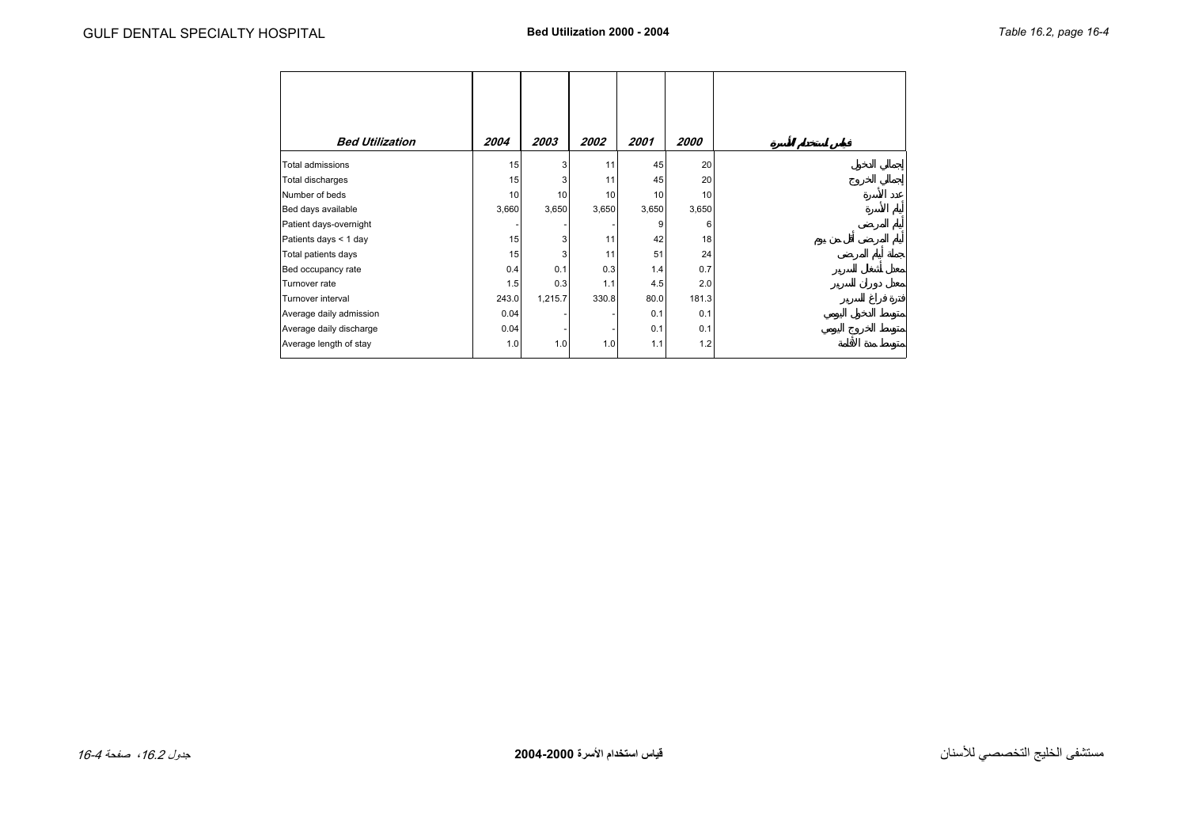| Bed Utilization | 2004 | 2003 | 2002 | 2001 | 2000 | قياس استخدام الأسرة |
|---|---|---|---|---|---|---|
| Total admissions | 15 | 3 | 11 | 45 | 20 | إجمالي الدخول |
| Total discharges | 15 | 3 | 11 | 45 | 20 | إجمالي الخروج |
| Number of beds | 10 | 10 | 10 | 10 | 10 | عدد الأسرة |
| Bed days available | 3,660 | 3,650 | 3,650 | 3,650 | 3,650 | أيام الأسرة |
| Patient days-overnight | - | - | - | 9 | 6 | أيام المرضى |
| Patients days < 1 day | 15 | 3 | 11 | 42 | 18 | أيام المرضى أقل من يوم |
| Total patients days | 15 | 3 | 11 | 51 | 24 | جملة أيام المرضى |
| Bed occupancy rate | 0.4 | 0.1 | 0.3 | 1.4 | 0.7 | معدل أشغال السرير |
| Turnover rate | 1.5 | 0.3 | 1.1 | 4.5 | 2.0 | معدل دوران للسرير |
| Turnover interval | 243.0 | 1,215.7 | 330.8 | 80.0 | 181.3 | فترة فراغ السرير |
| Average daily admission | 0.04 | - | - | 0.1 | 0.1 | متوسط الدخول اليومي |
| Average daily discharge | 0.04 | - | - | 0.1 | 0.1 | متوسط الخروج اليومي |
| Average length of stay | 1.0 | 1.0 | 1.0 | 1.1 | 1.2 | متوسط مدة الاقامة |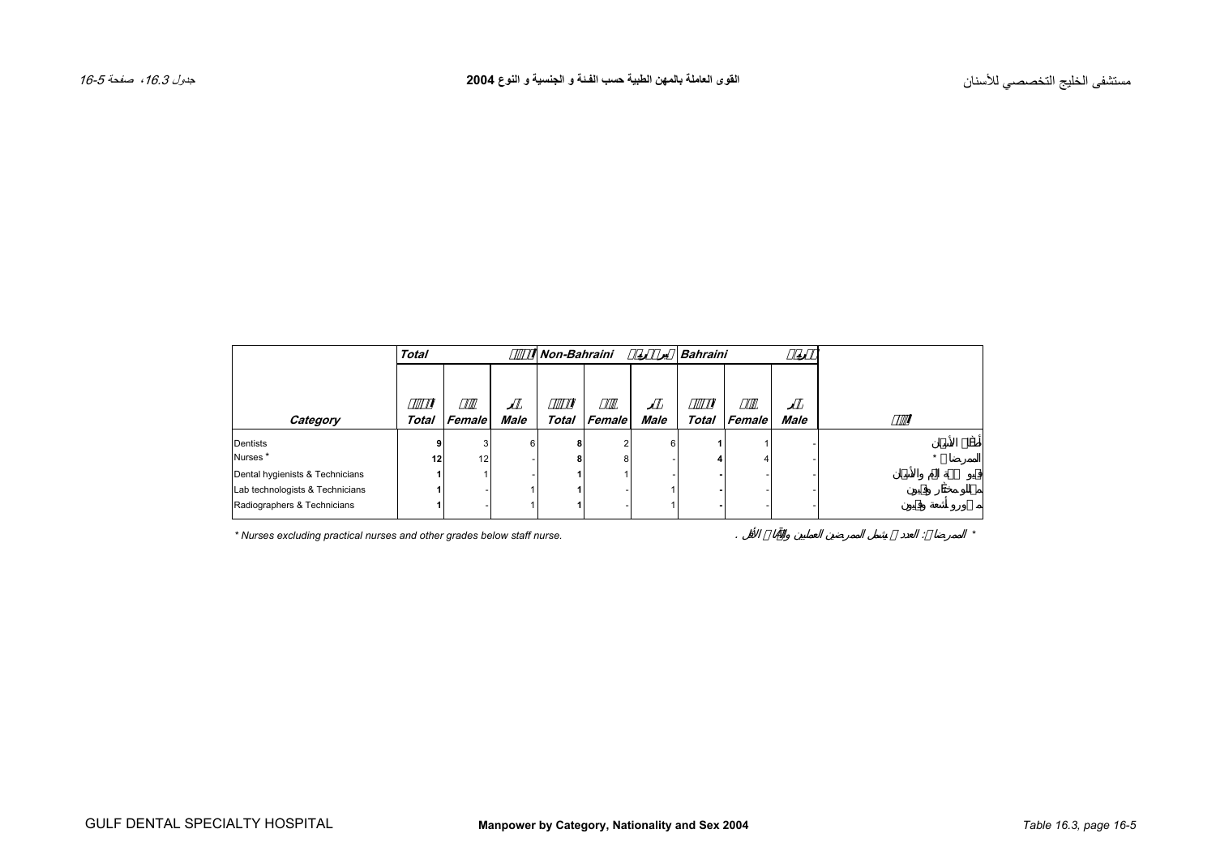# القوى العاملة بالمهن الطبية حسب الفئة و الجنسية و النوع 2004

مستشفى الخليج التخصصي للأسنان

| | Total | | | Non-Bahraini | | | Bahraini | | | |
|---|---|---|---|---|---|---|---|---|---|---|
| Category | Total | Female | Male | Total | Female | Male | Total | Female | Male | |
| Dentists | 9 | 3 | 6 | 8 | 2 | 6 | 1 | 1 | - | أطباء الأسنان |
| Nurses * | 12 | 12 | - | 8 | 8 | - | 4 | 4 | - | الممرضات * |
| Dental hygienists & Technicians | 1 | 1 | - | 1 | 1 | - | - | - | - | فنيو صحة الفم والأسنان |
| Lab technologists & Technicians | 1 | - | 1 | 1 | - | 1 | - | - | - | مختبر وفنيون |
| Radiographers & Technicians | 1 | - | 1 | 1 | - | 1 | - | - | - | مصورو أشعة وفنيون |

* Nurses excluding practical nurses and other grades below staff nurse.

* الممرضات: العدد لا يشمل الممرضين العمليين والفئات الأقل .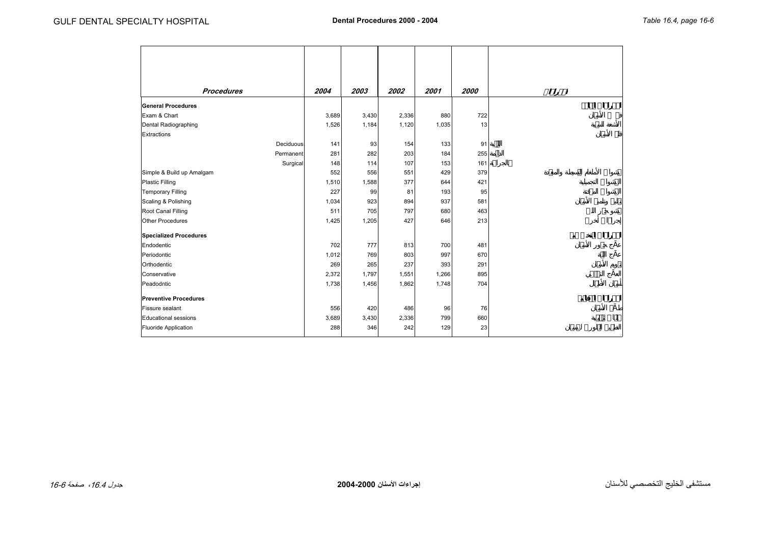# Dental Procedures 2000 - 2004

| Procedures | 2004 | 2003 | 2002 | 2001 | 2000 | الإجراءات |
|---|---|---|---|---|---|---|
| **General Procedures** | | | | | | الإجراءات العامة |
| Exam & Chart | 3,689 | 3,430 | 2,336 | 880 | 722 | فحص الأسنان |
| Dental Radiographing | 1,526 | 1,184 | 1,120 | 1,035 | 13 | الأشعة السينية |
| Extractions | | | | | | قلع الأسنان |
| Deciduous | 141 | 93 | 154 | 133 | 91 | اللبنية |
| Permanent | 281 | 282 | 203 | 184 | 255 | الدائمة |
| Surgical | 148 | 114 | 107 | 153 | 161 | الجراحية |
| Simple & Build up Amalgam | 552 | 556 | 551 | 429 | 379 | حشوات الأملغم البسيطة والمعقدة |
| Plastic Filling | 1,510 | 1,588 | 377 | 644 | 421 | الحشوات التجميلية |
| Temporary Filling | 227 | 99 | 81 | 193 | 95 | الحشوات المؤقتة |
| Scaling & Polishing | 1,034 | 923 | 894 | 937 | 581 | تنظيف وتلميع الأسنان |
| Root Canal Filling | 511 | 705 | 797 | 680 | 463 | حشو جذور الأسنان |
| Other Procedures | 1,425 | 1,205 | 427 | 646 | 213 | إجراءات أخرى |
| **Specialized Procedures** | | | | | | الإجراءات التخصصية |
| Endodontic | 702 | 777 | 813 | 700 | 481 | علاج جذور الأسنان |
| Periodontic | 1,012 | 769 | 803 | 997 | 670 | علاج اللثة |
| Orthodontic | 269 | 265 | 237 | 393 | 291 | تقويم الأسنان |
| Conservative | 2,372 | 1,797 | 1,551 | 1,266 | 895 | العلاج التحفظي |
| Peadodntic | 1,738 | 1,456 | 1,862 | 1,748 | 704 | أسنان الأطفال |
| **Preventive Procedures** | | | | | | الإجراءات الوقائية |
| Fissure sealant | 556 | 420 | 486 | 96 | 76 | طلاء الأسنان |
| Educational sessions | 3,689 | 3,430 | 2,336 | 799 | 660 | جلسات توعية |
| Fluoride Application | 288 | 346 | 242 | 129 | 23 | الطلي بالفلور للأسنان |